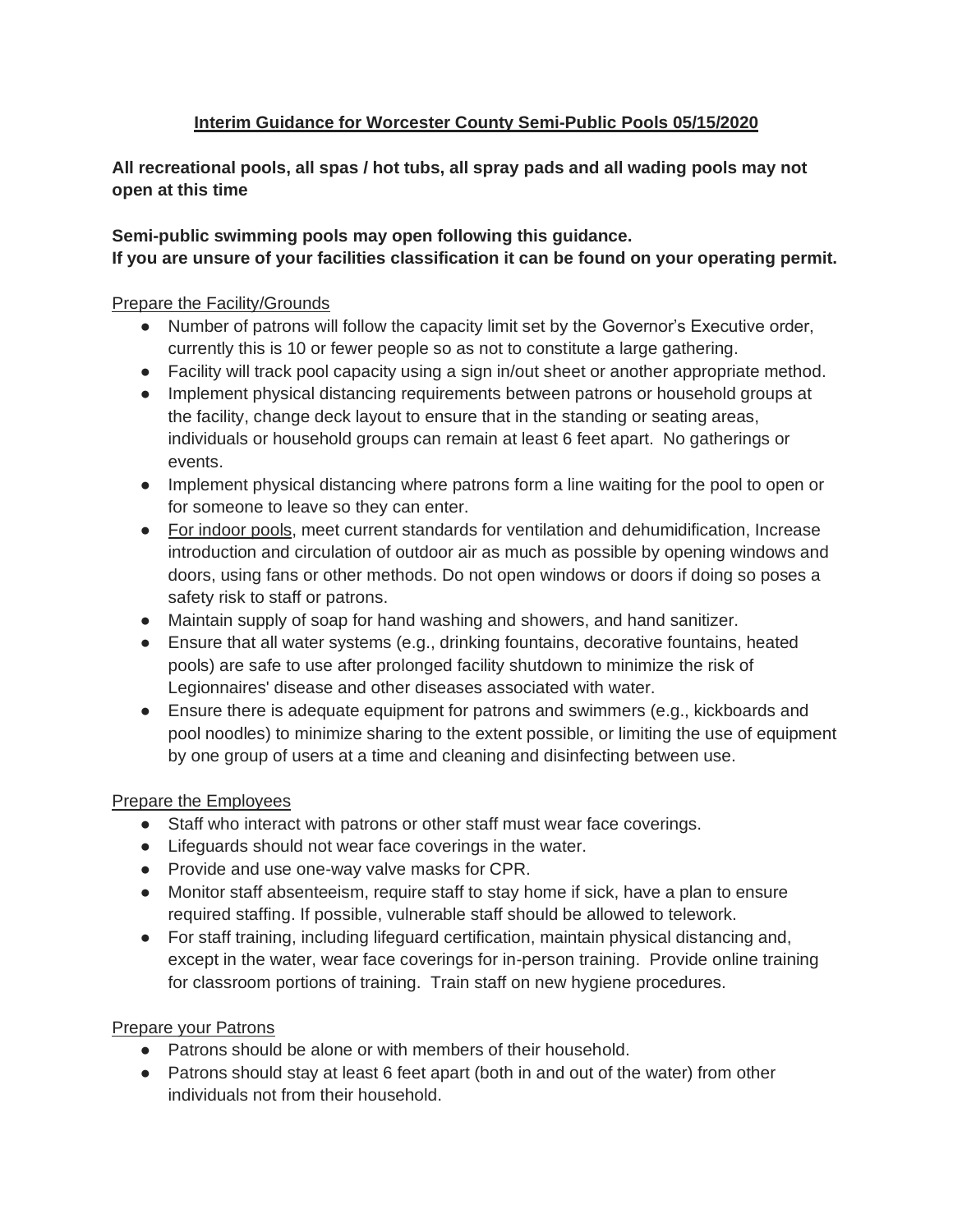# Interim Guidance for Worcester County Semi-Public Pools 05/15/2020

**All recreational pools, all spas / hot tubs, all spray pads and all wading pools may not open at this time**

**Semi-public swimming pools may open following this guidance.**
**If you are unsure of your facilities classification it can be found on your operating permit.**

## Prepare the Facility/Grounds

- Number of patrons will follow the capacity limit set by the Governor's Executive order, currently this is 10 or fewer people so as not to constitute a large gathering.
- Facility will track pool capacity using a sign in/out sheet or another appropriate method.
- Implement physical distancing requirements between patrons or household groups at the facility, change deck layout to ensure that in the standing or seating areas, individuals or household groups can remain at least 6 feet apart. No gatherings or events.
- Implement physical distancing where patrons form a line waiting for the pool to open or for someone to leave so they can enter.
- For indoor pools, meet current standards for ventilation and dehumidification, Increase introduction and circulation of outdoor air as much as possible by opening windows and doors, using fans or other methods. Do not open windows or doors if doing so poses a safety risk to staff or patrons.
- Maintain supply of soap for hand washing and showers, and hand sanitizer.
- Ensure that all water systems (e.g., drinking fountains, decorative fountains, heated pools) are safe to use after prolonged facility shutdown to minimize the risk of Legionnaires' disease and other diseases associated with water.
- Ensure there is adequate equipment for patrons and swimmers (e.g., kickboards and pool noodles) to minimize sharing to the extent possible, or limiting the use of equipment by one group of users at a time and cleaning and disinfecting between use.

## Prepare the Employees

- Staff who interact with patrons or other staff must wear face coverings.
- Lifeguards should not wear face coverings in the water.
- Provide and use one-way valve masks for CPR.
- Monitor staff absenteeism, require staff to stay home if sick, have a plan to ensure required staffing. If possible, vulnerable staff should be allowed to telework.
- For staff training, including lifeguard certification, maintain physical distancing and, except in the water, wear face coverings for in-person training. Provide online training for classroom portions of training. Train staff on new hygiene procedures.

## Prepare your Patrons

- Patrons should be alone or with members of their household.
- Patrons should stay at least 6 feet apart (both in and out of the water) from other individuals not from their household.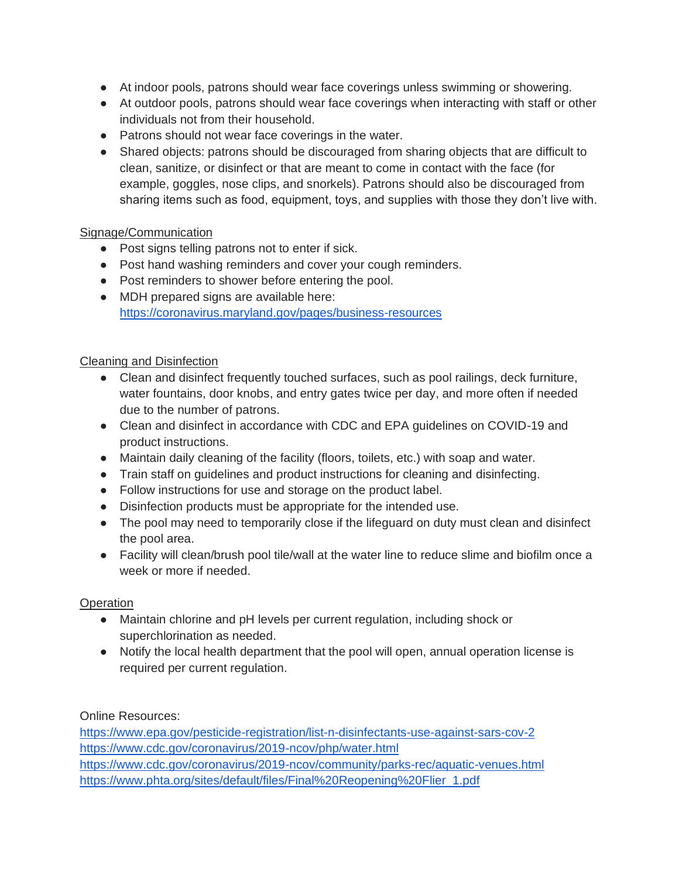- At indoor pools, patrons should wear face coverings unless swimming or showering.
- At outdoor pools, patrons should wear face coverings when interacting with staff or other individuals not from their household.
- Patrons should not wear face coverings in the water.
- Shared objects: patrons should be discouraged from sharing objects that are difficult to clean, sanitize, or disinfect or that are meant to come in contact with the face (for example, goggles, nose clips, and snorkels). Patrons should also be discouraged from sharing items such as food, equipment, toys, and supplies with those they don't live with.

<u>Signage/Communication</u>

- Post signs telling patrons not to enter if sick.
- Post hand washing reminders and cover your cough reminders.
- Post reminders to shower before entering the pool.
- MDH prepared signs are available here: https://coronavirus.maryland.gov/pages/business-resources

<u>Cleaning and Disinfection</u>

- Clean and disinfect frequently touched surfaces, such as pool railings, deck furniture, water fountains, door knobs, and entry gates twice per day, and more often if needed due to the number of patrons.
- Clean and disinfect in accordance with CDC and EPA guidelines on COVID-19 and product instructions.
- Maintain daily cleaning of the facility (floors, toilets, etc.) with soap and water.
- Train staff on guidelines and product instructions for cleaning and disinfecting.
- Follow instructions for use and storage on the product label.
- Disinfection products must be appropriate for the intended use.
- The pool may need to temporarily close if the lifeguard on duty must clean and disinfect the pool area.
- Facility will clean/brush pool tile/wall at the water line to reduce slime and biofilm once a week or more if needed.

<u>Operation</u>

- Maintain chlorine and pH levels per current regulation, including shock or superchlorination as needed.
- Notify the local health department that the pool will open, annual operation license is required per current regulation.

Online Resources:
https://www.epa.gov/pesticide-registration/list-n-disinfectants-use-against-sars-cov-2
https://www.cdc.gov/coronavirus/2019-ncov/php/water.html
https://www.cdc.gov/coronavirus/2019-ncov/community/parks-rec/aquatic-venues.html
https://www.phta.org/sites/default/files/Final%20Reopening%20Flier_1.pdf